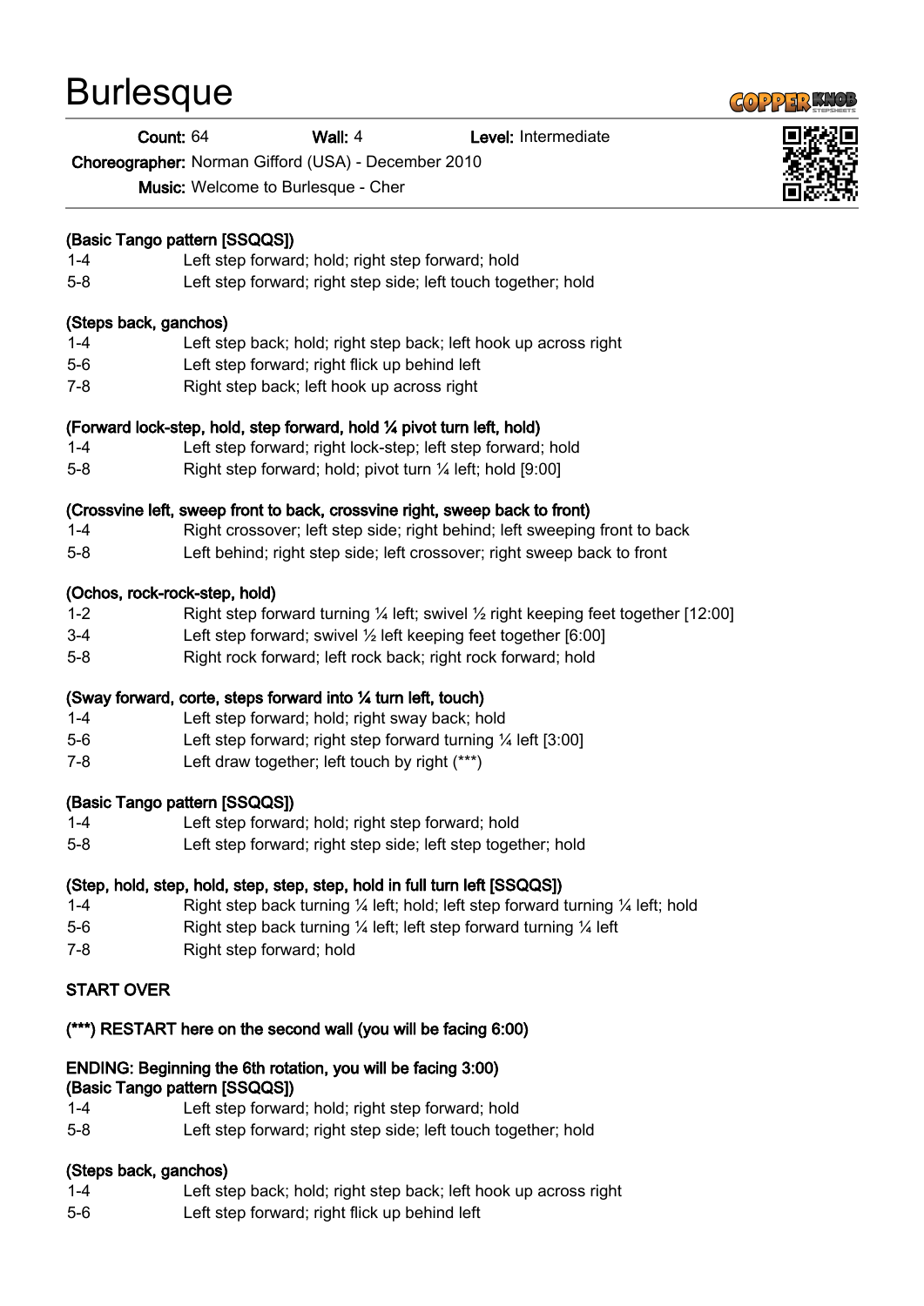# Burlesque

**Count:** 64 **Wall:** 4 **Level:** Intermediate

**Choreographer:** Norman Gifford (USA) - December 2010

**Music:** Welcome to Burlesque - Cher

**(Basic Tango pattern [SSQQS])**

| | |
|---|---|
| 1-4 | Left step forward; hold; right step forward; hold |
| 5-8 | Left step forward; right step side; left touch together; hold |

**(Steps back, ganchos)**

| | |
|---|---|
| 1-4 | Left step back; hold; right step back; left hook up across right |
| 5-6 | Left step forward; right flick up behind left |
| 7-8 | Right step back; left hook up across right |

**(Forward lock-step, hold, step forward, hold ¼ pivot turn left, hold)**

| | |
|---|---|
| 1-4 | Left step forward; right lock-step; left step forward; hold |
| 5-8 | Right step forward; hold; pivot turn ¼ left; hold [9:00] |

**(Crossvine left, sweep front to back, crossvine right, sweep back to front)**

| | |
|---|---|
| 1-4 | Right crossover; left step side; right behind; left sweeping front to back |
| 5-8 | Left behind; right step side; left crossover; right sweep back to front |

**(Ochos, rock-rock-step, hold)**

| | |
|---|---|
| 1-2 | Right step forward turning ¼ left; swivel ½ right keeping feet together [12:00] |
| 3-4 | Left step forward; swivel ½ left keeping feet together [6:00] |
| 5-8 | Right rock forward; left rock back; right rock forward; hold |

**(Sway forward, corte, steps forward into ¼ turn left, touch)**

| | |
|---|---|
| 1-4 | Left step forward; hold; right sway back; hold |
| 5-6 | Left step forward; right step forward turning ¼ left [3:00] |
| 7-8 | Left draw together; left touch by right (***) |

**(Basic Tango pattern [SSQQS])**

| | |
|---|---|
| 1-4 | Left step forward; hold; right step forward; hold |
| 5-8 | Left step forward; right step side; left step together; hold |

**(Step, hold, step, hold, step, step, step, hold in full turn left [SSQQS])**

| | |
|---|---|
| 1-4 | Right step back turning ¼ left; hold; left step forward turning ¼ left; hold |
| 5-6 | Right step back turning ¼ left; left step forward turning ¼ left |
| 7-8 | Right step forward; hold |

**START OVER**

**(***) RESTART here on the second wall (you will be facing 6:00)**

**ENDING: Beginning the 6th rotation, you will be facing 3:00)**

**(Basic Tango pattern [SSQQS])**

| | |
|---|---|
| 1-4 | Left step forward; hold; right step forward; hold |
| 5-8 | Left step forward; right step side; left touch together; hold |

**(Steps back, ganchos)**

| | |
|---|---|
| 1-4 | Left step back; hold; right step back; left hook up across right |
| 5-6 | Left step forward; right flick up behind left |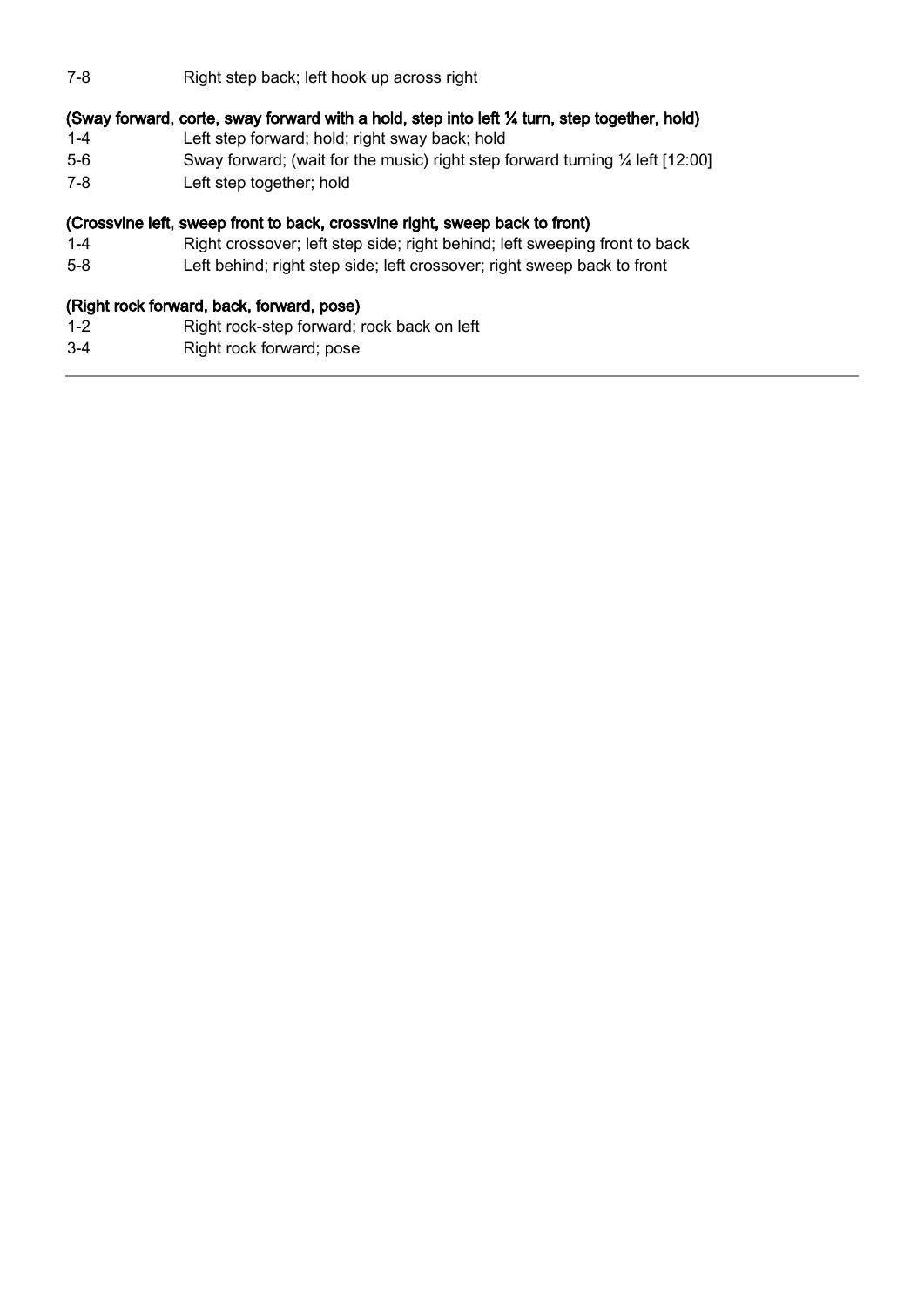| | |
|---|---|
| 7-8 | Right step back; left hook up across right |

**(Sway forward, corte, sway forward with a hold, step into left ¼ turn, step together, hold)**

| | |
|---|---|
| 1-4 | Left step forward; hold; right sway back; hold |
| 5-6 | Sway forward; (wait for the music) right step forward turning ¼ left [12:00] |
| 7-8 | Left step together; hold |

**(Crossvine left, sweep front to back, crossvine right, sweep back to front)**

| | |
|---|---|
| 1-4 | Right crossover; left step side; right behind; left sweeping front to back |
| 5-8 | Left behind; right step side; left crossover; right sweep back to front |

**(Right rock forward, back, forward, pose)**

| | |
|---|---|
| 1-2 | Right rock-step forward; rock back on left |
| 3-4 | Right rock forward; pose |

---